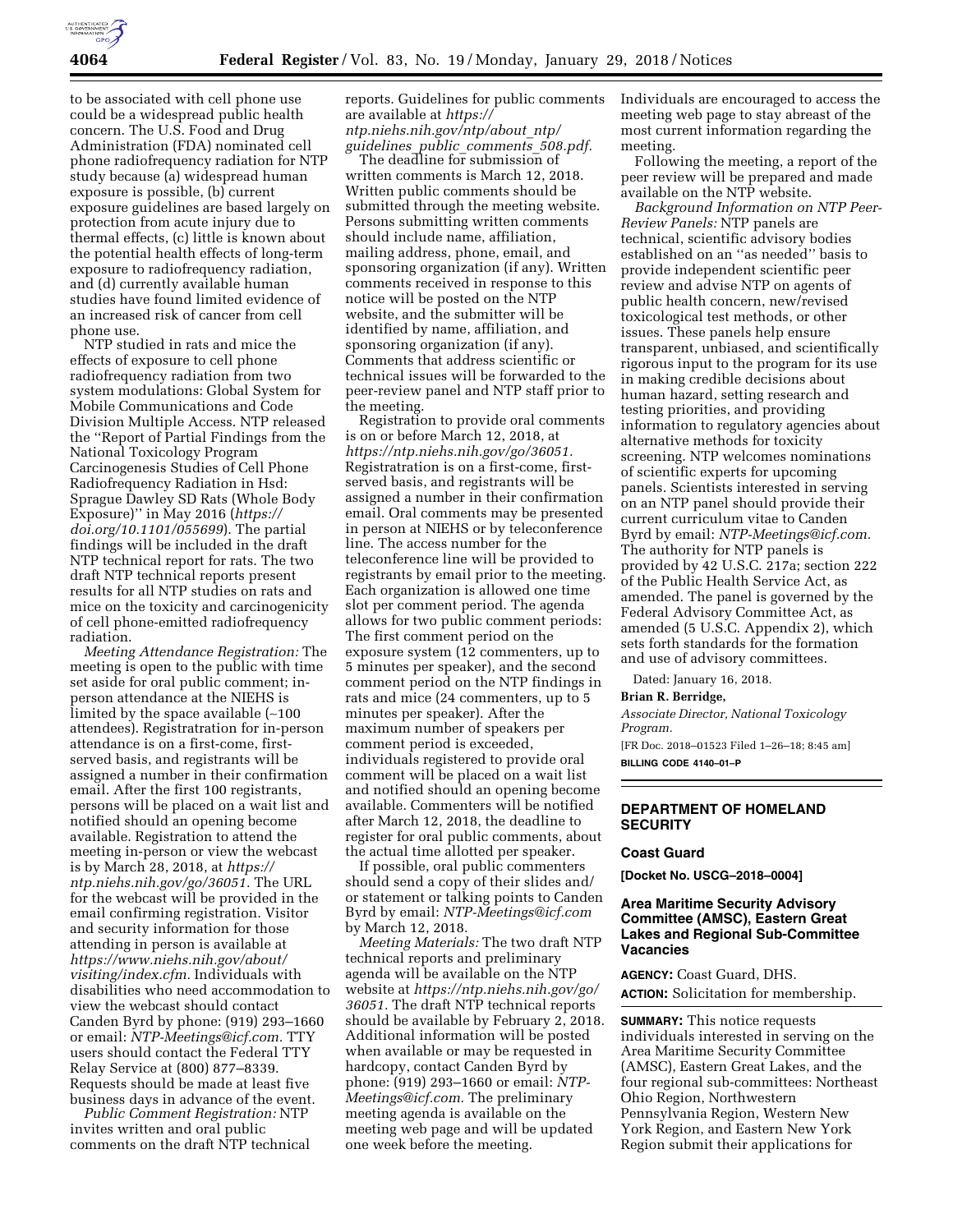to be associated with cell phone use could be a widespread public health concern. The U.S. Food and Drug Administration (FDA) nominated cell phone radiofrequency radiation for NTP study because (a) widespread human exposure is possible, (b) current exposure guidelines are based largely on protection from acute injury due to thermal effects, (c) little is known about the potential health effects of long-term exposure to radiofrequency radiation, and (d) currently available human studies have found limited evidence of an increased risk of cancer from cell phone use.

NTP studied in rats and mice the effects of exposure to cell phone radiofrequency radiation from two system modulations: Global System for Mobile Communications and Code Division Multiple Access. NTP released the ''Report of Partial Findings from the National Toxicology Program Carcinogenesis Studies of Cell Phone Radiofrequency Radiation in Hsd: Sprague Dawley SD Rats (Whole Body Exposure)'' in May 2016 (*https://doi.org/10.1101/055699*). The partial findings will be included in the draft NTP technical report for rats. The two draft NTP technical reports present results for all NTP studies on rats and mice on the toxicity and carcinogenicity of cell phone-emitted radiofrequency radiation.

*Meeting Attendance Registration:* The meeting is open to the public with time set aside for oral public comment; in-person attendance at the NIEHS is limited by the space available (~100 attendees). Registratration for in-person attendance is on a first-come, first-served basis, and registrants will be assigned a number in their confirmation email. After the first 100 registrants, persons will be placed on a wait list and notified should an opening become available. Registration to attend the meeting in-person or view the webcast is by March 28, 2018, at *https://ntp.niehs.nih.gov/go/36051.* The URL for the webcast will be provided in the email confirming registration. Visitor and security information for those attending in person is available at *https://www.niehs.nih.gov/about/visiting/index.cfm.* Individuals with disabilities who need accommodation to view the webcast should contact Canden Byrd by phone: (919) 293–1660 or email: *NTP-Meetings@icf.com.* TTY users should contact the Federal TTY Relay Service at (800) 877–8339. Requests should be made at least five business days in advance of the event.

*Public Comment Registration:* NTP invites written and oral public comments on the draft NTP technical reports. Guidelines for public comments are available at *https://ntp.niehs.nih.gov/ntp/about_ntp/guidelines_public_comments_508.pdf.*

The deadline for submission of written comments is March 12, 2018. Written public comments should be submitted through the meeting website. Persons submitting written comments should include name, affiliation, mailing address, phone, email, and sponsoring organization (if any). Written comments received in response to this notice will be posted on the NTP website, and the submitter will be identified by name, affiliation, and sponsoring organization (if any). Comments that address scientific or technical issues will be forwarded to the peer-review panel and NTP staff prior to the meeting.

Registration to provide oral comments is on or before March 12, 2018, at *https://ntp.niehs.nih.gov/go/36051.* Registratration is on a first-come, first-served basis, and registrants will be assigned a number in their confirmation email. Oral comments may be presented in person at NIEHS or by teleconference line. The access number for the teleconference line will be provided to registrants by email prior to the meeting. Each organization is allowed one time slot per comment period. The agenda allows for two public comment periods: The first comment period on the exposure system (12 commenters, up to 5 minutes per speaker), and the second comment period on the NTP findings in rats and mice (24 commenters, up to 5 minutes per speaker). After the maximum number of speakers per comment period is exceeded, individuals registered to provide oral comment will be placed on a wait list and notified should an opening become available. Commenters will be notified after March 12, 2018, the deadline to register for oral public comments, about the actual time allotted per speaker.

If possible, oral public commenters should send a copy of their slides and/or statement or talking points to Canden Byrd by email: *NTP-Meetings@icf.com* by March 12, 2018.

*Meeting Materials:* The two draft NTP technical reports and preliminary agenda will be available on the NTP website at *https://ntp.niehs.nih.gov/go/36051.* The draft NTP technical reports should be available by February 2, 2018. Additional information will be posted when available or may be requested in hardcopy, contact Canden Byrd by phone: (919) 293–1660 or email: *NTP-Meetings@icf.com.* The preliminary meeting agenda is available on the meeting web page and will be updated one week before the meeting. Individuals are encouraged to access the meeting web page to stay abreast of the most current information regarding the meeting.

Following the meeting, a report of the peer review will be prepared and made available on the NTP website.

*Background Information on NTP Peer-Review Panels:* NTP panels are technical, scientific advisory bodies established on an ''as needed'' basis to provide independent scientific peer review and advise NTP on agents of public health concern, new/revised toxicological test methods, or other issues. These panels help ensure transparent, unbiased, and scientifically rigorous input to the program for its use in making credible decisions about human hazard, setting research and testing priorities, and providing information to regulatory agencies about alternative methods for toxicity screening. NTP welcomes nominations of scientific experts for upcoming panels. Scientists interested in serving on an NTP panel should provide their current curriculum vitae to Canden Byrd by email: *NTP-Meetings@icf.com.* The authority for NTP panels is provided by 42 U.S.C. 217a; section 222 of the Public Health Service Act, as amended. The panel is governed by the Federal Advisory Committee Act, as amended (5 U.S.C. Appendix 2), which sets forth standards for the formation and use of advisory committees.

Dated: January 16, 2018.

**Brian R. Berridge,**

*Associate Director, National Toxicology Program.*

[FR Doc. 2018–01523 Filed 1–26–18; 8:45 am]

**BILLING CODE 4140–01–P**

## DEPARTMENT OF HOMELAND SECURITY

### Coast Guard

**[Docket No. USCG–2018–0004]**

### Area Maritime Security Advisory Committee (AMSC), Eastern Great Lakes and Regional Sub-Committee Vacancies

**AGENCY:** Coast Guard, DHS.

**ACTION:** Solicitation for membership.

**SUMMARY:** This notice requests individuals interested in serving on the Area Maritime Security Committee (AMSC), Eastern Great Lakes, and the four regional sub-committees: Northeast Ohio Region, Northwestern Pennsylvania Region, Western New York Region, and Eastern New York Region submit their applications for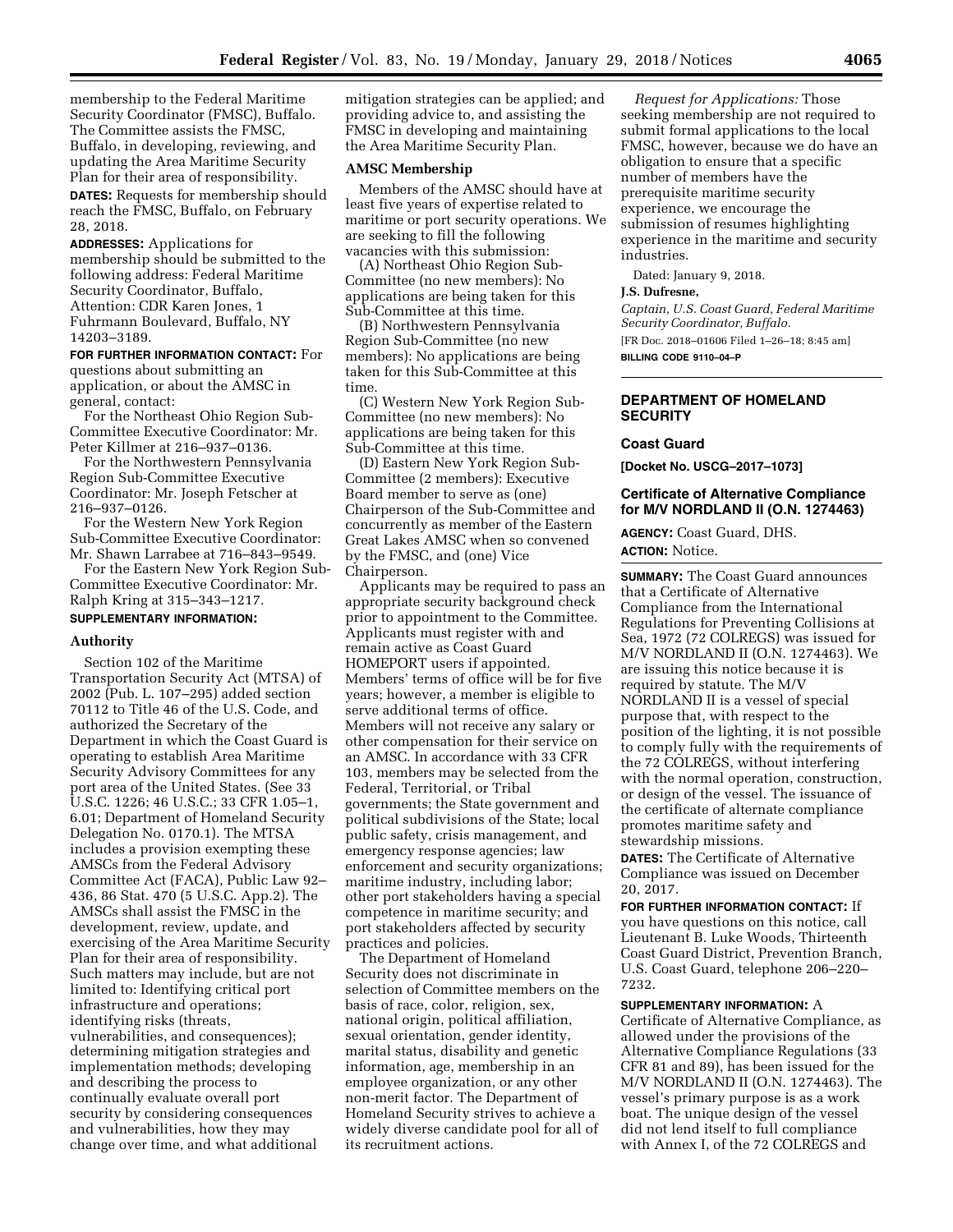membership to the Federal Maritime Security Coordinator (FMSC), Buffalo. The Committee assists the FMSC, Buffalo, in developing, reviewing, and updating the Area Maritime Security Plan for their area of responsibility.

**DATES:** Requests for membership should reach the FMSC, Buffalo, on February 28, 2018.

**ADDRESSES:** Applications for membership should be submitted to the following address: Federal Maritime Security Coordinator, Buffalo, Attention: CDR Karen Jones, 1 Fuhrmann Boulevard, Buffalo, NY 14203–3189.

**FOR FURTHER INFORMATION CONTACT:** For questions about submitting an application, or about the AMSC in general, contact:

For the Northeast Ohio Region Sub-Committee Executive Coordinator: Mr. Peter Killmer at 216–937–0136.

For the Northwestern Pennsylvania Region Sub-Committee Executive Coordinator: Mr. Joseph Fetscher at 216–937–0126.

For the Western New York Region Sub-Committee Executive Coordinator: Mr. Shawn Larrabee at 716–843–9549.

For the Eastern New York Region Sub-Committee Executive Coordinator: Mr. Ralph Kring at 315–343–1217.

**SUPPLEMENTARY INFORMATION:**

## Authority

Section 102 of the Maritime Transportation Security Act (MTSA) of 2002 (Pub. L. 107–295) added section 70112 to Title 46 of the U.S. Code, and authorized the Secretary of the Department in which the Coast Guard is operating to establish Area Maritime Security Advisory Committees for any port area of the United States. (See 33 U.S.C. 1226; 46 U.S.C.; 33 CFR 1.05–1, 6.01; Department of Homeland Security Delegation No. 0170.1). The MTSA includes a provision exempting these AMSCs from the Federal Advisory Committee Act (FACA), Public Law 92–436, 86 Stat. 470 (5 U.S.C. App.2). The AMSCs shall assist the FMSC in the development, review, update, and exercising of the Area Maritime Security Plan for their area of responsibility. Such matters may include, but are not limited to: Identifying critical port infrastructure and operations; identifying risks (threats, vulnerabilities, and consequences); determining mitigation strategies and implementation methods; developing and describing the process to continually evaluate overall port security by considering consequences and vulnerabilities, how they may change over time, and what additional mitigation strategies can be applied; and providing advice to, and assisting the FMSC in developing and maintaining the Area Maritime Security Plan.

## AMSC Membership

Members of the AMSC should have at least five years of expertise related to maritime or port security operations. We are seeking to fill the following vacancies with this submission:

(A) Northeast Ohio Region Sub-Committee (no new members): No applications are being taken for this Sub-Committee at this time.

(B) Northwestern Pennsylvania Region Sub-Committee (no new members): No applications are being taken for this Sub-Committee at this time.

(C) Western New York Region Sub-Committee (no new members): No applications are being taken for this Sub-Committee at this time.

(D) Eastern New York Region Sub-Committee (2 members): Executive Board member to serve as (one) Chairperson of the Sub-Committee and concurrently as member of the Eastern Great Lakes AMSC when so convened by the FMSC, and (one) Vice Chairperson.

Applicants may be required to pass an appropriate security background check prior to appointment to the Committee. Applicants must register with and remain active as Coast Guard HOMEPORT users if appointed. Members' terms of office will be for five years; however, a member is eligible to serve additional terms of office. Members will not receive any salary or other compensation for their service on an AMSC. In accordance with 33 CFR 103, members may be selected from the Federal, Territorial, or Tribal governments; the State government and political subdivisions of the State; local public safety, crisis management, and emergency response agencies; law enforcement and security organizations; maritime industry, including labor; other port stakeholders having a special competence in maritime security; and port stakeholders affected by security practices and policies.

The Department of Homeland Security does not discriminate in selection of Committee members on the basis of race, color, religion, sex, national origin, political affiliation, sexual orientation, gender identity, marital status, disability and genetic information, age, membership in an employee organization, or any other non-merit factor. The Department of Homeland Security strives to achieve a widely diverse candidate pool for all of its recruitment actions.

*Request for Applications:* Those seeking membership are not required to submit formal applications to the local FMSC, however, because we do have an obligation to ensure that a specific number of members have the prerequisite maritime security experience, we encourage the submission of resumes highlighting experience in the maritime and security industries.

Dated: January 9, 2018.

**J.S. Dufresne,**

*Captain, U.S. Coast Guard, Federal Maritime Security Coordinator, Buffalo.*

[FR Doc. 2018–01606 Filed 1–26–18; 8:45 am]

**BILLING CODE 9110–04–P**

---

# DEPARTMENT OF HOMELAND SECURITY

## Coast Guard

**[Docket No. USCG–2017–1073]**

## Certificate of Alternative Compliance for M/V NORDLAND II (O.N. 1274463)

**AGENCY:** Coast Guard, DHS.

**ACTION:** Notice.

**SUMMARY:** The Coast Guard announces that a Certificate of Alternative Compliance from the International Regulations for Preventing Collisions at Sea, 1972 (72 COLREGS) was issued for M/V NORDLAND II (O.N. 1274463). We are issuing this notice because it is required by statute. The M/V NORDLAND II is a vessel of special purpose that, with respect to the position of the lighting, it is not possible to comply fully with the requirements of the 72 COLREGS, without interfering with the normal operation, construction, or design of the vessel. The issuance of the certificate of alternate compliance promotes maritime safety and stewardship missions.

**DATES:** The Certificate of Alternative Compliance was issued on December 20, 2017.

**FOR FURTHER INFORMATION CONTACT:** If you have questions on this notice, call Lieutenant B. Luke Woods, Thirteenth Coast Guard District, Prevention Branch, U.S. Coast Guard, telephone 206–220–7232.

**SUPPLEMENTARY INFORMATION:** A Certificate of Alternative Compliance, as allowed under the provisions of the Alternative Compliance Regulations (33 CFR 81 and 89), has been issued for the M/V NORDLAND II (O.N. 1274463). The vessel's primary purpose is as a work boat. The unique design of the vessel did not lend itself to full compliance with Annex I, of the 72 COLREGS and